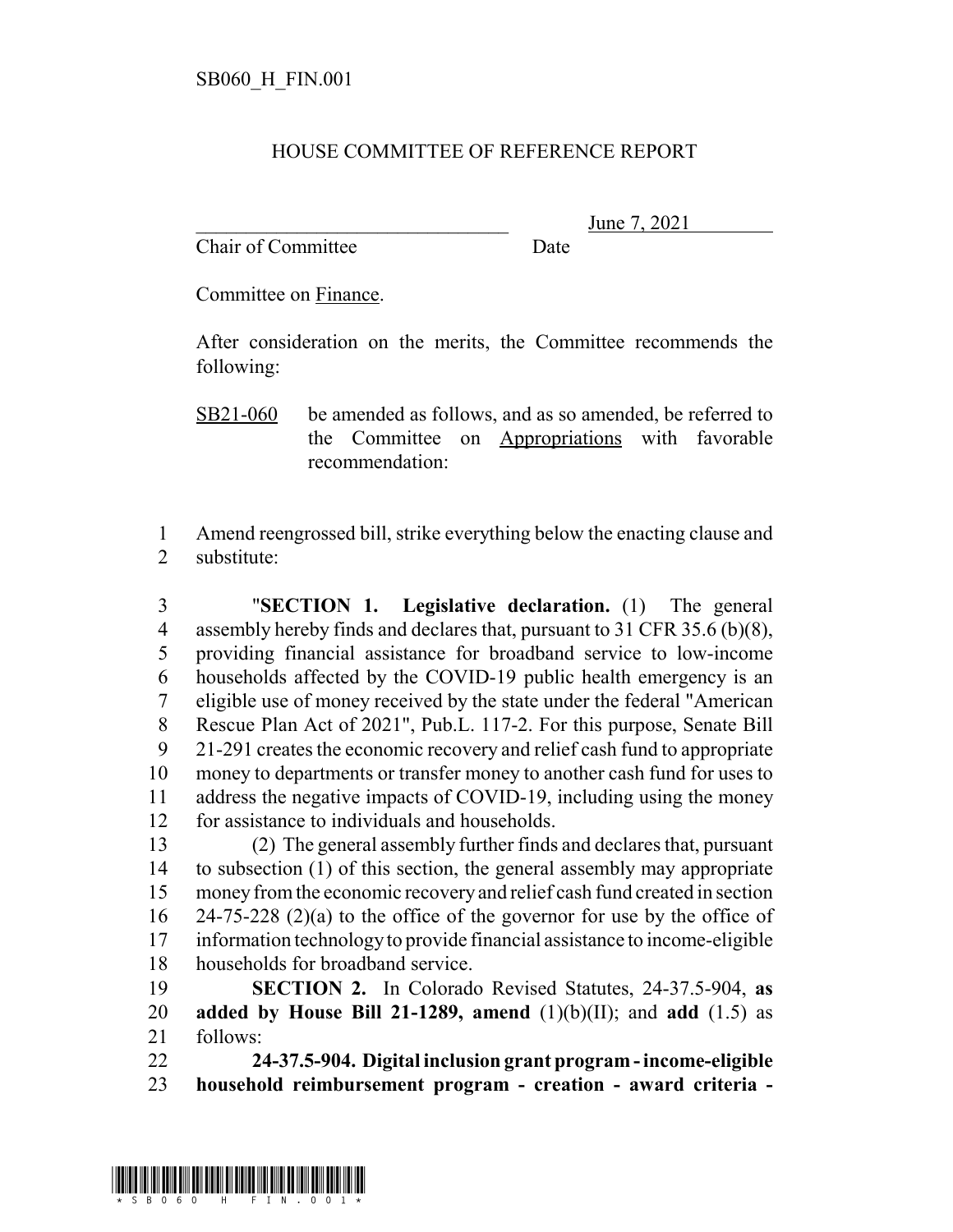SB060_H_FIN.001

HOUSE COMMITTEE OF REFERENCE REPORT

________________________________ June 7, 2021
Chair of Committee Date

Committee on Finance.

After consideration on the merits, the Committee recommends the following:

SB21-060 be amended as follows, and as so amended, be referred to the Committee on Appropriations with favorable recommendation:

1 Amend reengrossed bill, strike everything below the enacting clause and
2 substitute:

3 "**SECTION 1. Legislative declaration.** (1) The general
4 assembly hereby finds and declares that, pursuant to 31 CFR 35.6 (b)(8),
5 providing financial assistance for broadband service to low-income
6 households affected by the COVID-19 public health emergency is an
7 eligible use of money received by the state under the federal "American
8 Rescue Plan Act of 2021", Pub.L. 117-2. For this purpose, Senate Bill
9 21-291 creates the economic recovery and relief cash fund to appropriate
10 money to departments or transfer money to another cash fund for uses to
11 address the negative impacts of COVID-19, including using the money
12 for assistance to individuals and households.

13 (2) The general assembly further finds and declares that, pursuant
14 to subsection (1) of this section, the general assembly may appropriate
15 money from the economic recovery and relief cash fund created in section
16 24-75-228 (2)(a) to the office of the governor for use by the office of
17 information technology to provide financial assistance to income-eligible
18 households for broadband service.

19 **SECTION 2.** In Colorado Revised Statutes, 24-37.5-904, **as**
20 **added by House Bill 21-1289, amend** (1)(b)(II); and **add** (1.5) as
21 follows:

22 **24-37.5-904. Digital inclusion grant program - income-eligible**
23 **household reimbursement program - creation - award criteria -**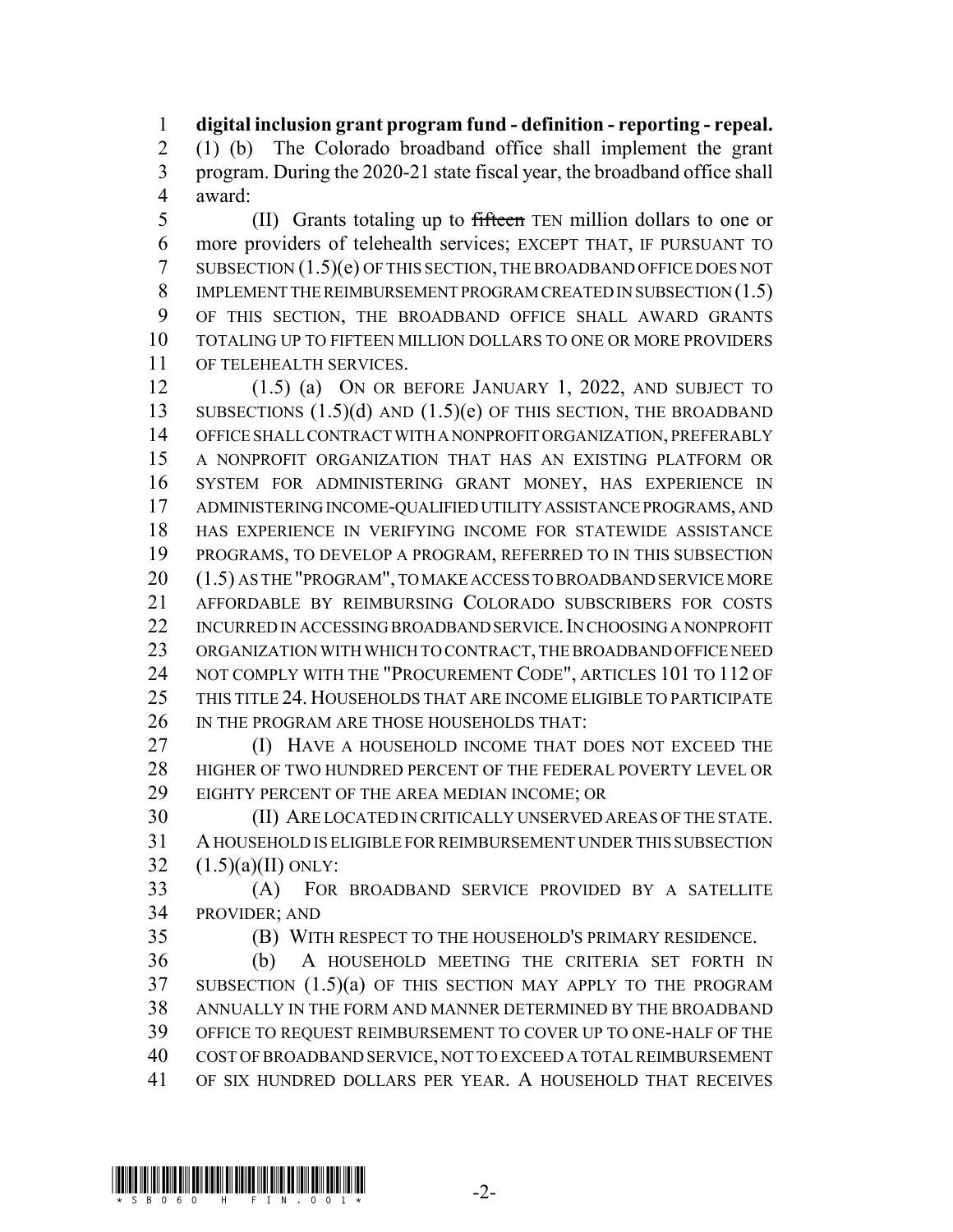**digital inclusion grant program fund - definition - reporting - repeal.** (1) (b) The Colorado broadband office shall implement the grant program. During the 2020-21 state fiscal year, the broadband office shall award:

(II) Grants totaling up to ~~fifteen~~ TEN million dollars to one or more providers of telehealth services; EXCEPT THAT, IF PURSUANT TO SUBSECTION (1.5)(e) OF THIS SECTION, THE BROADBAND OFFICE DOES NOT IMPLEMENT THE REIMBURSEMENT PROGRAM CREATED IN SUBSECTION (1.5) OF THIS SECTION, THE BROADBAND OFFICE SHALL AWARD GRANTS TOTALING UP TO FIFTEEN MILLION DOLLARS TO ONE OR MORE PROVIDERS OF TELEHEALTH SERVICES.

(1.5) (a) ON OR BEFORE JANUARY 1, 2022, AND SUBJECT TO SUBSECTIONS (1.5)(d) AND (1.5)(e) OF THIS SECTION, THE BROADBAND OFFICE SHALL CONTRACT WITH A NONPROFIT ORGANIZATION, PREFERABLY A NONPROFIT ORGANIZATION THAT HAS AN EXISTING PLATFORM OR SYSTEM FOR ADMINISTERING GRANT MONEY, HAS EXPERIENCE IN ADMINISTERING INCOME-QUALIFIED UTILITY ASSISTANCE PROGRAMS, AND HAS EXPERIENCE IN VERIFYING INCOME FOR STATEWIDE ASSISTANCE PROGRAMS, TO DEVELOP A PROGRAM, REFERRED TO IN THIS SUBSECTION (1.5) AS THE "PROGRAM", TO MAKE ACCESS TO BROADBAND SERVICE MORE AFFORDABLE BY REIMBURSING COLORADO SUBSCRIBERS FOR COSTS INCURRED IN ACCESSING BROADBAND SERVICE. IN CHOOSING A NONPROFIT ORGANIZATION WITH WHICH TO CONTRACT, THE BROADBAND OFFICE NEED NOT COMPLY WITH THE "PROCUREMENT CODE", ARTICLES 101 TO 112 OF THIS TITLE 24. HOUSEHOLDS THAT ARE INCOME ELIGIBLE TO PARTICIPATE IN THE PROGRAM ARE THOSE HOUSEHOLDS THAT:

(I) HAVE A HOUSEHOLD INCOME THAT DOES NOT EXCEED THE HIGHER OF TWO HUNDRED PERCENT OF THE FEDERAL POVERTY LEVEL OR EIGHTY PERCENT OF THE AREA MEDIAN INCOME; OR

(II) ARE LOCATED IN CRITICALLY UNSERVED AREAS OF THE STATE. A HOUSEHOLD IS ELIGIBLE FOR REIMBURSEMENT UNDER THIS SUBSECTION (1.5)(a)(II) ONLY:

(A) FOR BROADBAND SERVICE PROVIDED BY A SATELLITE PROVIDER; AND

(B) WITH RESPECT TO THE HOUSEHOLD'S PRIMARY RESIDENCE.

(b) A HOUSEHOLD MEETING THE CRITERIA SET FORTH IN SUBSECTION (1.5)(a) OF THIS SECTION MAY APPLY TO THE PROGRAM ANNUALLY IN THE FORM AND MANNER DETERMINED BY THE BROADBAND OFFICE TO REQUEST REIMBURSEMENT TO COVER UP TO ONE-HALF OF THE COST OF BROADBAND SERVICE, NOT TO EXCEED A TOTAL REIMBURSEMENT OF SIX HUNDRED DOLLARS PER YEAR. A HOUSEHOLD THAT RECEIVES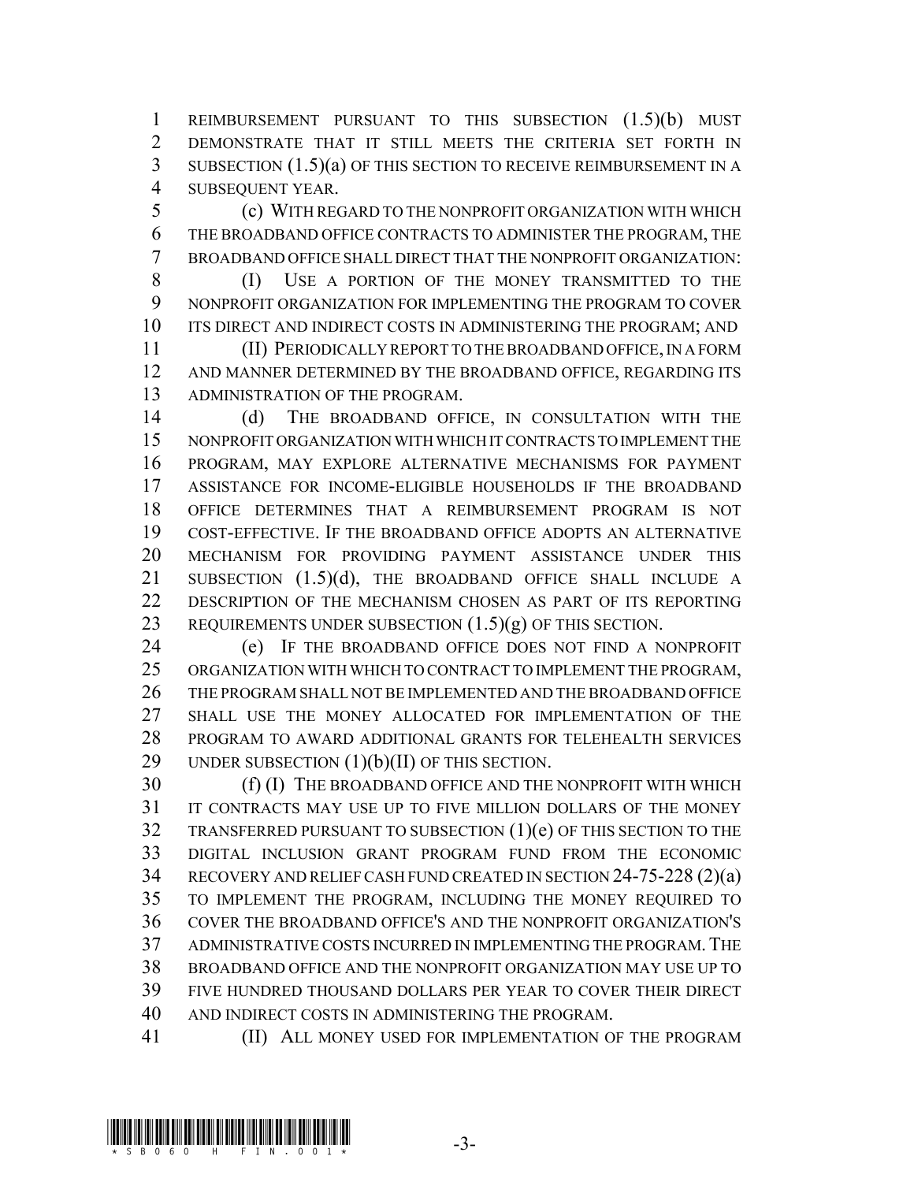REIMBURSEMENT PURSUANT TO THIS SUBSECTION (1.5)(b) MUST DEMONSTRATE THAT IT STILL MEETS THE CRITERIA SET FORTH IN SUBSECTION (1.5)(a) OF THIS SECTION TO RECEIVE REIMBURSEMENT IN A SUBSEQUENT YEAR.

(c) WITH REGARD TO THE NONPROFIT ORGANIZATION WITH WHICH THE BROADBAND OFFICE CONTRACTS TO ADMINISTER THE PROGRAM, THE BROADBAND OFFICE SHALL DIRECT THAT THE NONPROFIT ORGANIZATION:

(I) USE A PORTION OF THE MONEY TRANSMITTED TO THE NONPROFIT ORGANIZATION FOR IMPLEMENTING THE PROGRAM TO COVER ITS DIRECT AND INDIRECT COSTS IN ADMINISTERING THE PROGRAM; AND

(II) PERIODICALLY REPORT TO THE BROADBAND OFFICE, IN A FORM AND MANNER DETERMINED BY THE BROADBAND OFFICE, REGARDING ITS ADMINISTRATION OF THE PROGRAM.

(d) THE BROADBAND OFFICE, IN CONSULTATION WITH THE NONPROFIT ORGANIZATION WITH WHICH IT CONTRACTS TO IMPLEMENT THE PROGRAM, MAY EXPLORE ALTERNATIVE MECHANISMS FOR PAYMENT ASSISTANCE FOR INCOME-ELIGIBLE HOUSEHOLDS IF THE BROADBAND OFFICE DETERMINES THAT A REIMBURSEMENT PROGRAM IS NOT COST-EFFECTIVE. IF THE BROADBAND OFFICE ADOPTS AN ALTERNATIVE MECHANISM FOR PROVIDING PAYMENT ASSISTANCE UNDER THIS SUBSECTION (1.5)(d), THE BROADBAND OFFICE SHALL INCLUDE A DESCRIPTION OF THE MECHANISM CHOSEN AS PART OF ITS REPORTING REQUIREMENTS UNDER SUBSECTION (1.5)(g) OF THIS SECTION.

(e) IF THE BROADBAND OFFICE DOES NOT FIND A NONPROFIT ORGANIZATION WITH WHICH TO CONTRACT TO IMPLEMENT THE PROGRAM, THE PROGRAM SHALL NOT BE IMPLEMENTED AND THE BROADBAND OFFICE SHALL USE THE MONEY ALLOCATED FOR IMPLEMENTATION OF THE PROGRAM TO AWARD ADDITIONAL GRANTS FOR TELEHEALTH SERVICES UNDER SUBSECTION (1)(b)(II) OF THIS SECTION.

(f) (I) THE BROADBAND OFFICE AND THE NONPROFIT WITH WHICH IT CONTRACTS MAY USE UP TO FIVE MILLION DOLLARS OF THE MONEY TRANSFERRED PURSUANT TO SUBSECTION (1)(e) OF THIS SECTION TO THE DIGITAL INCLUSION GRANT PROGRAM FUND FROM THE ECONOMIC RECOVERY AND RELIEF CASH FUND CREATED IN SECTION 24-75-228 (2)(a) TO IMPLEMENT THE PROGRAM, INCLUDING THE MONEY REQUIRED TO COVER THE BROADBAND OFFICE'S AND THE NONPROFIT ORGANIZATION'S ADMINISTRATIVE COSTS INCURRED IN IMPLEMENTING THE PROGRAM. THE BROADBAND OFFICE AND THE NONPROFIT ORGANIZATION MAY USE UP TO FIVE HUNDRED THOUSAND DOLLARS PER YEAR TO COVER THEIR DIRECT AND INDIRECT COSTS IN ADMINISTERING THE PROGRAM.

(II) ALL MONEY USED FOR IMPLEMENTATION OF THE PROGRAM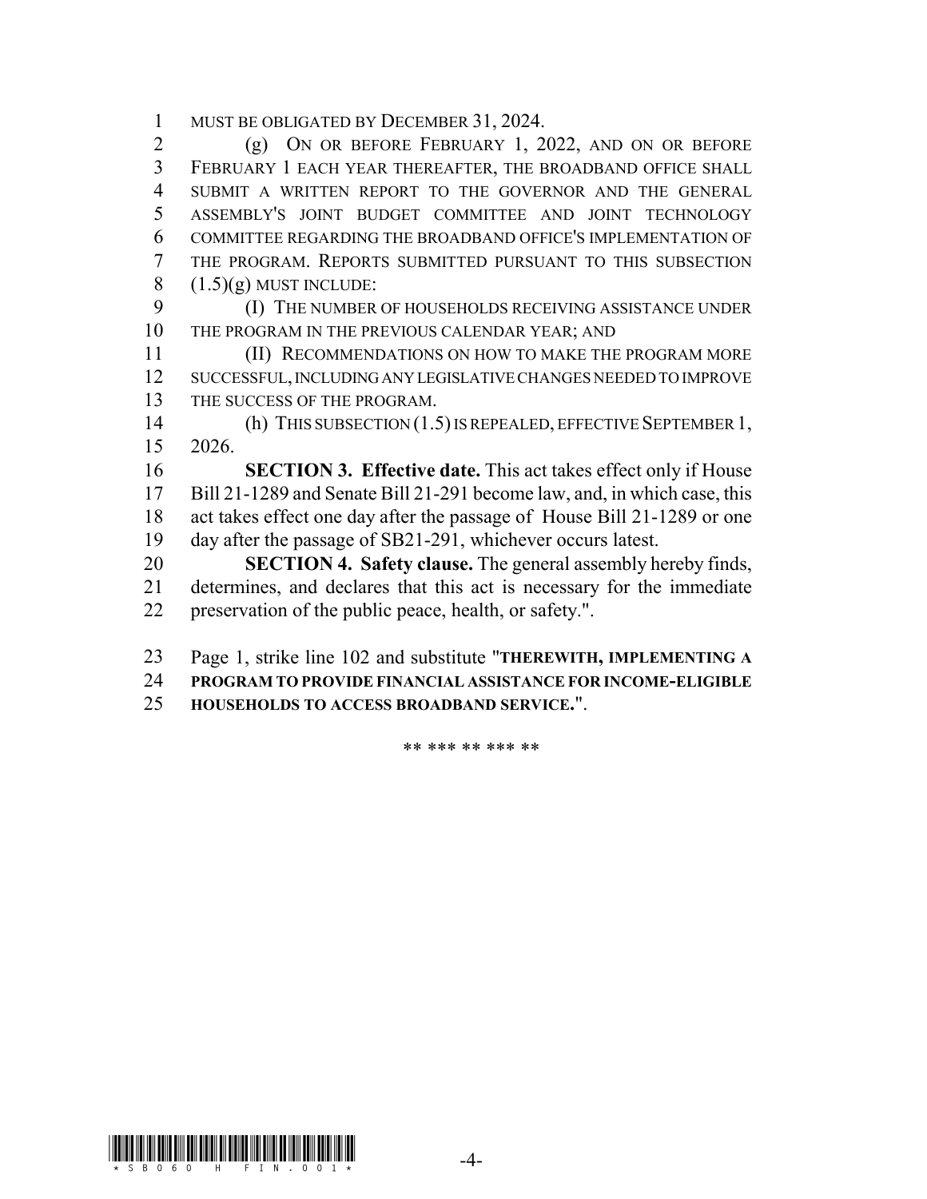MUST BE OBLIGATED BY DECEMBER 31, 2024.

(g) ON OR BEFORE FEBRUARY 1, 2022, AND ON OR BEFORE FEBRUARY 1 EACH YEAR THEREAFTER, THE BROADBAND OFFICE SHALL SUBMIT A WRITTEN REPORT TO THE GOVERNOR AND THE GENERAL ASSEMBLY'S JOINT BUDGET COMMITTEE AND JOINT TECHNOLOGY COMMITTEE REGARDING THE BROADBAND OFFICE'S IMPLEMENTATION OF THE PROGRAM. REPORTS SUBMITTED PURSUANT TO THIS SUBSECTION (1.5)(g) MUST INCLUDE:

(I) THE NUMBER OF HOUSEHOLDS RECEIVING ASSISTANCE UNDER THE PROGRAM IN THE PREVIOUS CALENDAR YEAR; AND

(II) RECOMMENDATIONS ON HOW TO MAKE THE PROGRAM MORE SUCCESSFUL, INCLUDING ANY LEGISLATIVE CHANGES NEEDED TO IMPROVE THE SUCCESS OF THE PROGRAM.

(h) THIS SUBSECTION (1.5) IS REPEALED, EFFECTIVE SEPTEMBER 1, 2026.

**SECTION 3. Effective date.** This act takes effect only if House Bill 21-1289 and Senate Bill 21-291 become law, and, in which case, this act takes effect one day after the passage of House Bill 21-1289 or one day after the passage of SB21-291, whichever occurs latest.

**SECTION 4. Safety clause.** The general assembly hereby finds, determines, and declares that this act is necessary for the immediate preservation of the public peace, health, or safety.".

Page 1, strike line 102 and substitute "**THEREWITH, IMPLEMENTING A PROGRAM TO PROVIDE FINANCIAL ASSISTANCE FOR INCOME-ELIGIBLE HOUSEHOLDS TO ACCESS BROADBAND SERVICE.**".

** *** ** *** **